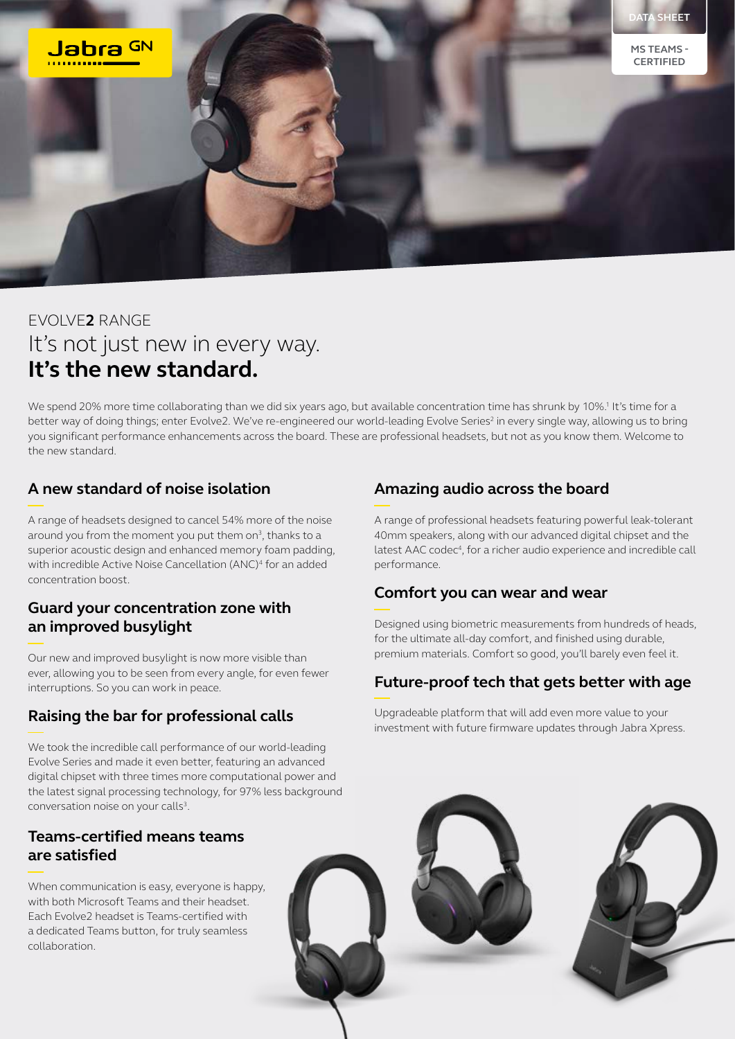DATA SHEET

MS TEAMS - CERTIFIED

EVOLVE**2** RANGE

# It's not just new in every way. **It's the new standard.**

We spend 20% more time collaborating than we did six years ago, but available concentration time has shrunk by 10%.[1] It's time for a better way of doing things; enter Evolve2. We've re-engineered our world-leading Evolve Series[2] in every single way, allowing us to bring you significant performance enhancements across the board. These are professional headsets, but not as you know them. Welcome to the new standard.

## A new standard of noise isolation

A range of headsets designed to cancel 54% more of the noise around you from the moment you put them on[3], thanks to a superior acoustic design and enhanced memory foam padding, with incredible Active Noise Cancellation (ANC)[4] for an added concentration boost.

## Guard your concentration zone with an improved busylight

Our new and improved busylight is now more visible than ever, allowing you to be seen from every angle, for even fewer interruptions. So you can work in peace.

## Raising the bar for professional calls

We took the incredible call performance of our world-leading Evolve Series and made it even better, featuring an advanced digital chipset with three times more computational power and the latest signal processing technology, for 97% less background conversation noise on your calls[3].

## Teams-certified means teams are satisfied

When communication is easy, everyone is happy, with both Microsoft Teams and their headset. Each Evolve2 headset is Teams-certified with a dedicated Teams button, for truly seamless collaboration.

## Amazing audio across the board

A range of professional headsets featuring powerful leak-tolerant 40mm speakers, along with our advanced digital chipset and the latest AAC codec[4], for a richer audio experience and incredible call performance.

## Comfort you can wear and wear

Designed using biometric measurements from hundreds of heads, for the ultimate all-day comfort, and finished using durable, premium materials. Comfort so good, you'll barely even feel it.

## Future-proof tech that gets better with age

Upgradeable platform that will add even more value to your investment with future firmware updates through Jabra Xpress.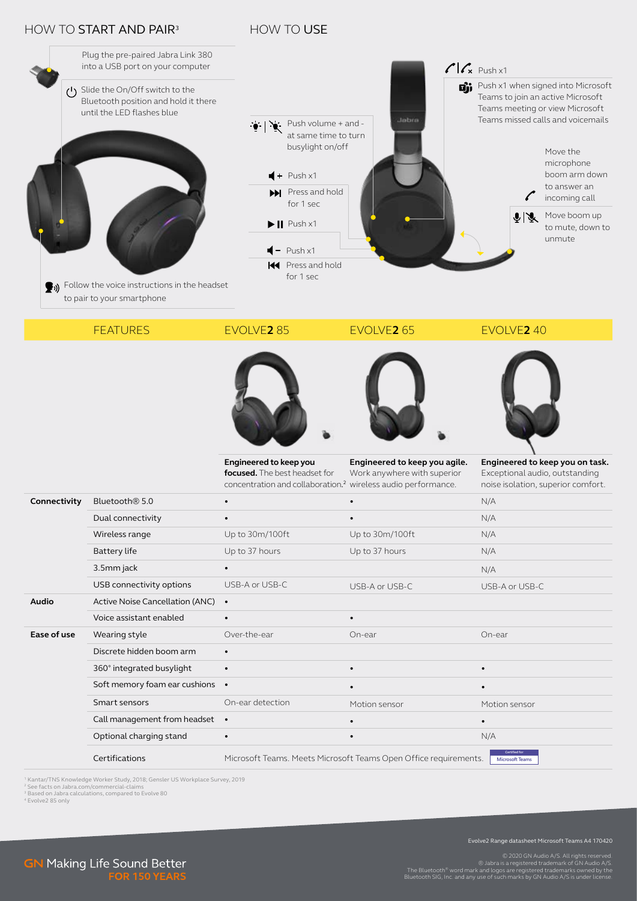## HOW TO START AND PAIR[3]

Plug the pre-paired Jabra Link 380 into a USB port on your computer

Slide the On/Off switch to the Bluetooth position and hold it there until the LED flashes blue

Follow the voice instructions in the headset to pair to your smartphone

## HOW TO USE

Push x1

Push x1 when signed into Microsoft Teams to join an active Microsoft Teams meeting or view Microsoft Teams missed calls and voicemails

Push volume + and - at same time to turn busylight on/off

Push x1

Press and hold for 1 sec

Push x1

Push x1

Press and hold for 1 sec

Move the microphone boom arm down to answer an incoming call

Move boom up to mute, down to unmute

| | FEATURES | EVOLVE2 85 | EVOLVE2 65 | EVOLVE2 40 |
|---|---|---|---|---|
| | | **Engineered to keep you focused.** The best headset for concentration and collaboration.[2] | **Engineered to keep you agile.** Work anywhere with superior wireless audio performance. | **Engineered to keep you on task.** Exceptional audio, outstanding noise isolation, superior comfort. |
| **Connectivity** | Bluetooth® 5.0 | • | • | N/A |
| | Dual connectivity | • | • | N/A |
| | Wireless range | Up to 30m/100ft | Up to 30m/100ft | N/A |
| | Battery life | Up to 37 hours | Up to 37 hours | N/A |
| | 3.5mm jack | • | | N/A |
| | USB connectivity options | USB-A or USB-C | USB-A or USB-C | USB-A or USB-C |
| **Audio** | Active Noise Cancellation (ANC) | • | | |
| | Voice assistant enabled | • | • | |
| **Ease of use** | Wearing style | Over-the-ear | On-ear | On-ear |
| | Discrete hidden boom arm | • | | |
| | 360° integrated busylight | • | • | • |
| | Soft memory foam ear cushions | • | • | • |
| | Smart sensors | On-ear detection | Motion sensor | Motion sensor |
| | Call management from headset | • | • | • |
| | Optional charging stand | • | • | N/A |
| | Certifications | Microsoft Teams. Meets Microsoft Teams Open Office requirements. | | Certified for Microsoft Teams |

[1] Kantar/TNS Knowledge Worker Study, 2018; Gensler US Workplace Survey, 2019
[2] See facts on Jabra.com/commercial-claims
[3] Based on Jabra calculations, compared to Evolve 80
[4] Evolve2 85 only

Evolve2 Range datasheet Microsoft Teams A4 170420

GN Making Life Sound Better FOR 150 YEARS

© 2020 GN Audio A/S. All rights reserved.
® Jabra is a registered trademark of GN Audio A/S.
The Bluetooth® word mark and logos are registered trademarks owned by the Bluetooth SIG, Inc. and any use of such marks by GN Audio A/S is under license.